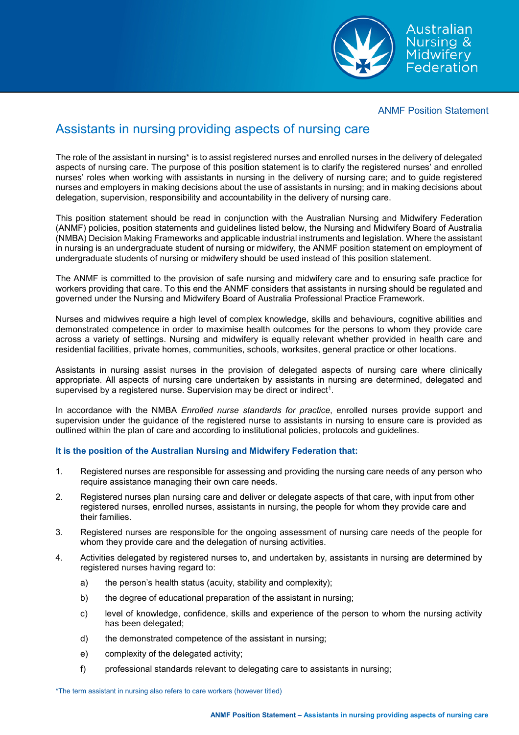ANMF Position Statement

# Assistants in nursing providing aspects of nursing care

The role of the assistant in nursing* is to assist registered nurses and enrolled nurses in the delivery of delegated aspects of nursing care. The purpose of this position statement is to clarify the registered nurses' and enrolled nurses' roles when working with assistants in nursing in the delivery of nursing care; and to guide registered nurses and employers in making decisions about the use of assistants in nursing; and in making decisions about delegation, supervision, responsibility and accountability in the delivery of nursing care.

This position statement should be read in conjunction with the Australian Nursing and Midwifery Federation (ANMF) policies, position statements and guidelines listed below, the Nursing and Midwifery Board of Australia (NMBA) Decision Making Frameworks and applicable industrial instruments and legislation. Where the assistant in nursing is an undergraduate student of nursing or midwifery, the ANMF position statement on employment of undergraduate students of nursing or midwifery should be used instead of this position statement.

The ANMF is committed to the provision of safe nursing and midwifery care and to ensuring safe practice for workers providing that care. To this end the ANMF considers that assistants in nursing should be regulated and governed under the Nursing and Midwifery Board of Australia Professional Practice Framework.

Nurses and midwives require a high level of complex knowledge, skills and behaviours, cognitive abilities and demonstrated competence in order to maximise health outcomes for the persons to whom they provide care across a variety of settings. Nursing and midwifery is equally relevant whether provided in health care and residential facilities, private homes, communities, schools, worksites, general practice or other locations.

Assistants in nursing assist nurses in the provision of delegated aspects of nursing care where clinically appropriate. All aspects of nursing care undertaken by assistants in nursing are determined, delegated and supervised by a registered nurse. Supervision may be direct or indirect[1].

In accordance with the NMBA *Enrolled nurse standards for practice*, enrolled nurses provide support and supervision under the guidance of the registered nurse to assistants in nursing to ensure care is provided as outlined within the plan of care and according to institutional policies, protocols and guidelines.

**It is the position of the Australian Nursing and Midwifery Federation that:**

1. Registered nurses are responsible for assessing and providing the nursing care needs of any person who require assistance managing their own care needs.
2. Registered nurses plan nursing care and deliver or delegate aspects of that care, with input from other registered nurses, enrolled nurses, assistants in nursing, the people for whom they provide care and their families.
3. Registered nurses are responsible for the ongoing assessment of nursing care needs of the people for whom they provide care and the delegation of nursing activities.
4. Activities delegated by registered nurses to, and undertaken by, assistants in nursing are determined by registered nurses having regard to:
   a) the person's health status (acuity, stability and complexity);
   b) the degree of educational preparation of the assistant in nursing;
   c) level of knowledge, confidence, skills and experience of the person to whom the nursing activity has been delegated;
   d) the demonstrated competence of the assistant in nursing;
   e) complexity of the delegated activity;
   f) professional standards relevant to delegating care to assistants in nursing;

*The term assistant in nursing also refers to care workers (however titled)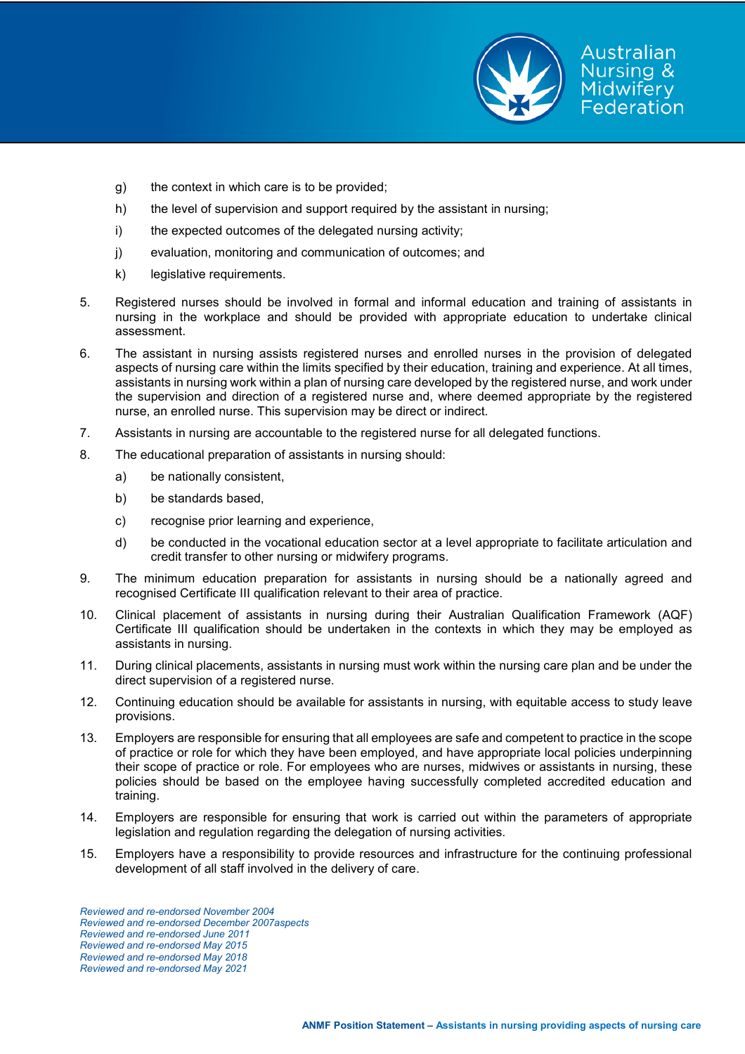g) the context in which care is to be provided;

   h) the level of supervision and support required by the assistant in nursing;

   i) the expected outcomes of the delegated nursing activity;

   j) evaluation, monitoring and communication of outcomes; and

   k) legislative requirements.

5. Registered nurses should be involved in formal and informal education and training of assistants in nursing in the workplace and should be provided with appropriate education to undertake clinical assessment.

6. The assistant in nursing assists registered nurses and enrolled nurses in the provision of delegated aspects of nursing care within the limits specified by their education, training and experience. At all times, assistants in nursing work within a plan of nursing care developed by the registered nurse, and work under the supervision and direction of a registered nurse and, where deemed appropriate by the registered nurse, an enrolled nurse. This supervision may be direct or indirect.

7. Assistants in nursing are accountable to the registered nurse for all delegated functions.

8. The educational preparation of assistants in nursing should:

   a) be nationally consistent,

   b) be standards based,

   c) recognise prior learning and experience,

   d) be conducted in the vocational education sector at a level appropriate to facilitate articulation and credit transfer to other nursing or midwifery programs.

9. The minimum education preparation for assistants in nursing should be a nationally agreed and recognised Certificate III qualification relevant to their area of practice.

10. Clinical placement of assistants in nursing during their Australian Qualification Framework (AQF) Certificate III qualification should be undertaken in the contexts in which they may be employed as assistants in nursing.

11. During clinical placements, assistants in nursing must work within the nursing care plan and be under the direct supervision of a registered nurse.

12. Continuing education should be available for assistants in nursing, with equitable access to study leave provisions.

13. Employers are responsible for ensuring that all employees are safe and competent to practice in the scope of practice or role for which they have been employed, and have appropriate local policies underpinning their scope of practice or role. For employees who are nurses, midwives or assistants in nursing, these policies should be based on the employee having successfully completed accredited education and training.

14. Employers are responsible for ensuring that work is carried out within the parameters of appropriate legislation and regulation regarding the delegation of nursing activities.

15. Employers have a responsibility to provide resources and infrastructure for the continuing professional development of all staff involved in the delivery of care.

*Reviewed and re-endorsed November 2004*
*Reviewed and re-endorsed December 2007aspects*
*Reviewed and re-endorsed June 2011*
*Reviewed and re-endorsed May 2015*
*Reviewed and re-endorsed May 2018*
*Reviewed and re-endorsed May 2021*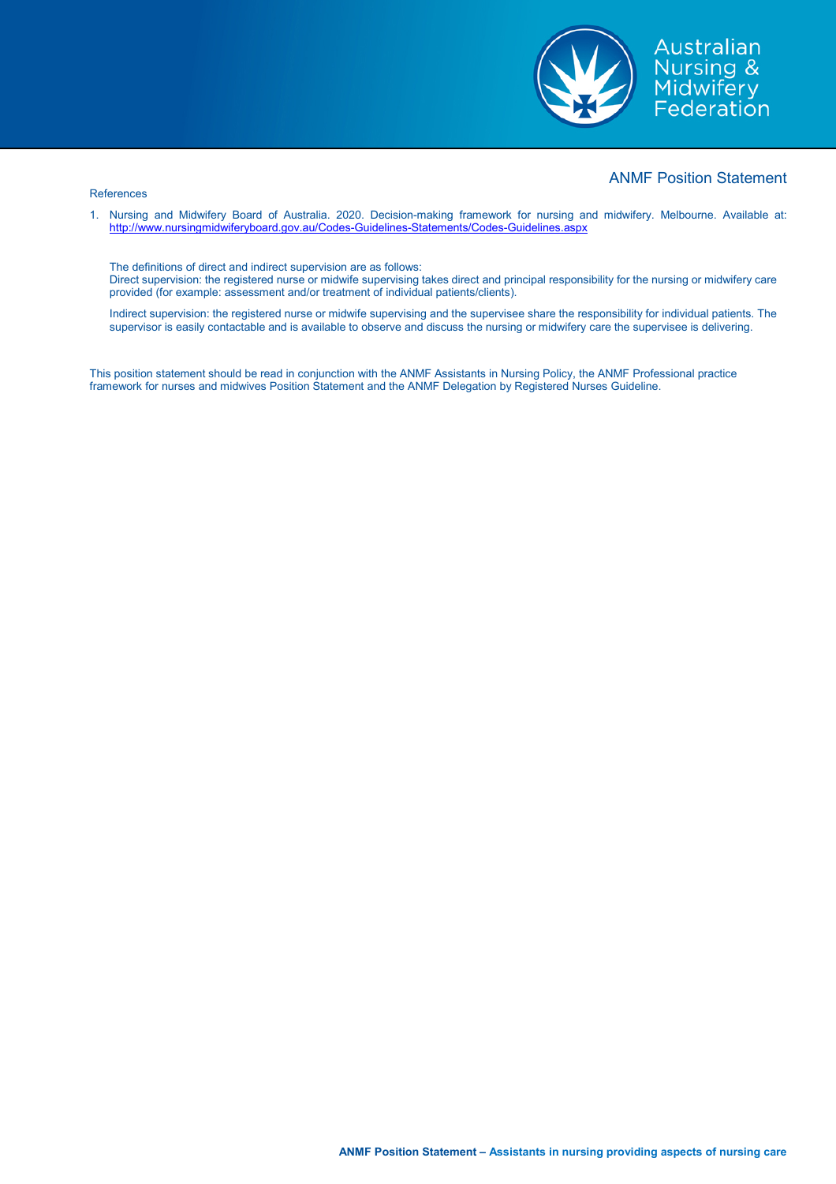## ANMF Position Statement

References

1. Nursing and Midwifery Board of Australia. 2020. Decision-making framework for nursing and midwifery. Melbourne. Available at: http://www.nursingmidwiferyboard.gov.au/Codes-Guidelines-Statements/Codes-Guidelines.aspx

   The definitions of direct and indirect supervision are as follows:
   Direct supervision: the registered nurse or midwife supervising takes direct and principal responsibility for the nursing or midwifery care provided (for example: assessment and/or treatment of individual patients/clients).

   Indirect supervision: the registered nurse or midwife supervising and the supervisee share the responsibility for individual patients. The supervisor is easily contactable and is available to observe and discuss the nursing or midwifery care the supervisee is delivering.

This position statement should be read in conjunction with the ANMF Assistants in Nursing Policy, the ANMF Professional practice framework for nurses and midwives Position Statement and the ANMF Delegation by Registered Nurses Guideline.